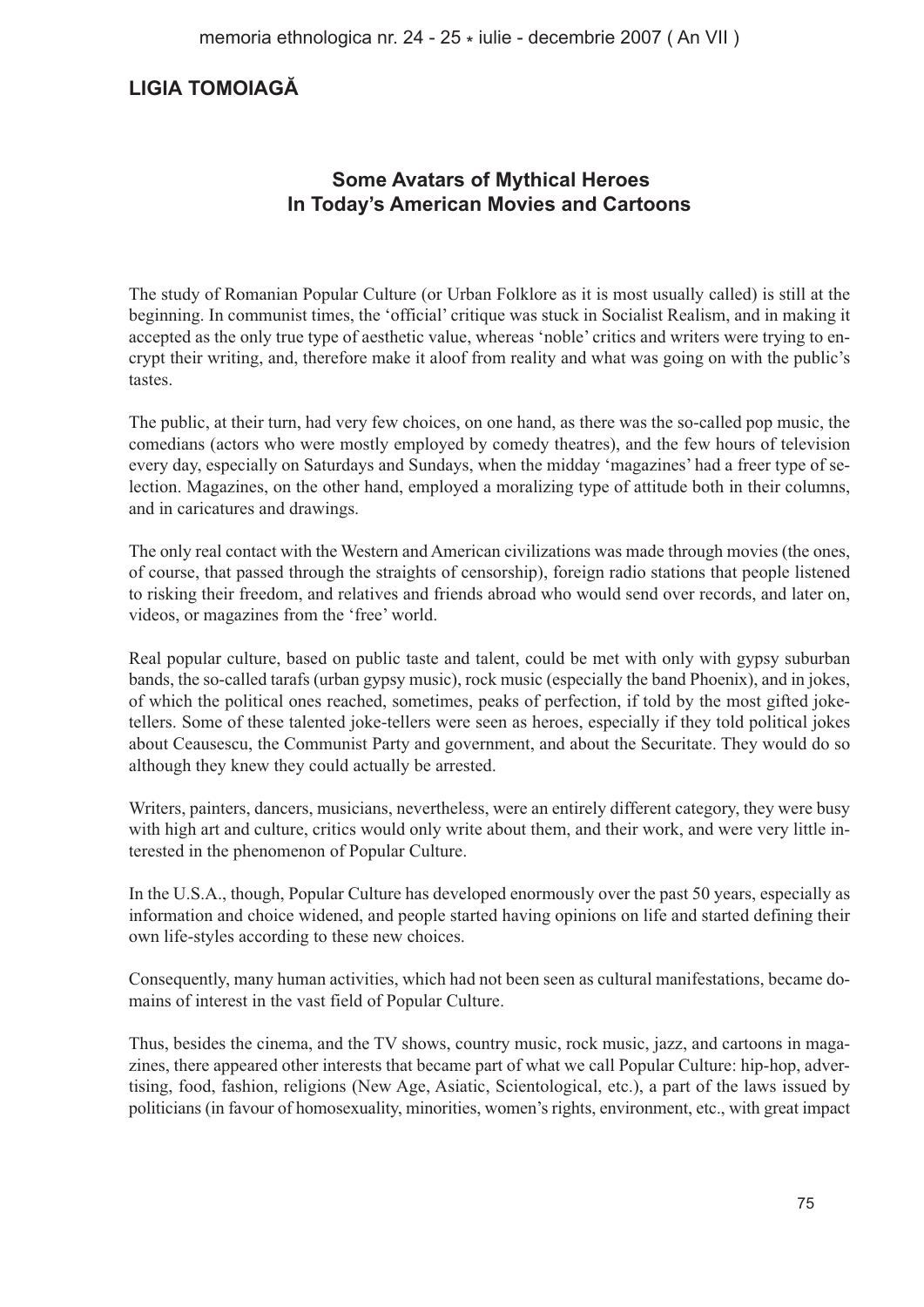**LIGIA TOMOIAGĂ**

## Some Avatars of Mythical Heroes In Today's American Movies and Cartoons

The study of Romanian Popular Culture (or Urban Folklore as it is most usually called) is still at the beginning. In communist times, the 'official' critique was stuck in Socialist Realism, and in making it accepted as the only true type of aesthetic value, whereas 'noble' critics and writers were trying to encrypt their writing, and, therefore make it aloof from reality and what was going on with the public's tastes.

The public, at their turn, had very few choices, on one hand, as there was the so-called pop music, the comedians (actors who were mostly employed by comedy theatres), and the few hours of television every day, especially on Saturdays and Sundays, when the midday 'magazines' had a freer type of selection. Magazines, on the other hand, employed a moralizing type of attitude both in their columns, and in caricatures and drawings.

The only real contact with the Western and American civilizations was made through movies (the ones, of course, that passed through the straights of censorship), foreign radio stations that people listened to risking their freedom, and relatives and friends abroad who would send over records, and later on, videos, or magazines from the 'free' world.

Real popular culture, based on public taste and talent, could be met with only with gypsy suburban bands, the so-called tarafs (urban gypsy music), rock music (especially the band Phoenix), and in jokes, of which the political ones reached, sometimes, peaks of perfection, if told by the most gifted joke-tellers. Some of these talented joke-tellers were seen as heroes, especially if they told political jokes about Ceausescu, the Communist Party and government, and about the Securitate. They would do so although they knew they could actually be arrested.

Writers, painters, dancers, musicians, nevertheless, were an entirely different category, they were busy with high art and culture, critics would only write about them, and their work, and were very little interested in the phenomenon of Popular Culture.

In the U.S.A., though, Popular Culture has developed enormously over the past 50 years, especially as information and choice widened, and people started having opinions on life and started defining their own life-styles according to these new choices.

Consequently, many human activities, which had not been seen as cultural manifestations, became domains of interest in the vast field of Popular Culture.

Thus, besides the cinema, and the TV shows, country music, rock music, jazz, and cartoons in magazines, there appeared other interests that became part of what we call Popular Culture: hip-hop, advertising, food, fashion, religions (New Age, Asiatic, Scientological, etc.), a part of the laws issued by politicians (in favour of homosexuality, minorities, women's rights, environment, etc., with great impact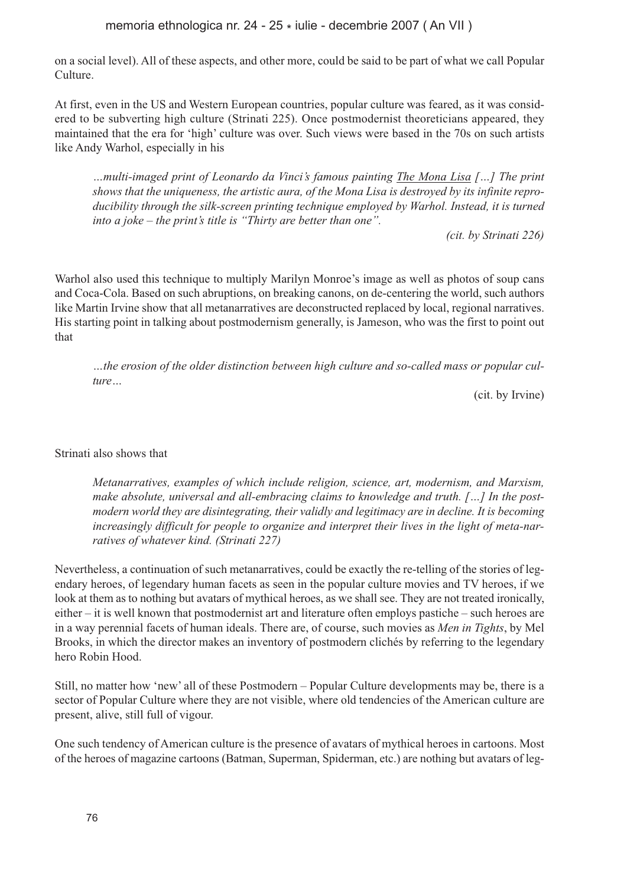on a social level). All of these aspects, and other more, could be said to be part of what we call Popular Culture.

At first, even in the US and Western European countries, popular culture was feared, as it was considered to be subverting high culture (Strinati 225). Once postmodernist theoreticians appeared, they maintained that the era for 'high' culture was over. Such views were based in the 70s on such artists like Andy Warhol, especially in his

> *…multi-imaged print of Leonardo da Vinci's famous painting The Mona Lisa […] The print shows that the uniqueness, the artistic aura, of the Mona Lisa is destroyed by its infinite reproducibility through the silk-screen printing technique employed by Warhol. Instead, it is turned into a joke – the print's title is "Thirty are better than one".*
>
> *(cit. by Strinati 226)*

Warhol also used this technique to multiply Marilyn Monroe's image as well as photos of soup cans and Coca-Cola. Based on such abruptions, on breaking canons, on de-centering the world, such authors like Martin Irvine show that all metanarratives are deconstructed replaced by local, regional narratives. His starting point in talking about postmodernism generally, is Jameson, who was the first to point out that

> *…the erosion of the older distinction between high culture and so-called mass or popular culture…*
>
> (cit. by Irvine)

Strinati also shows that

> *Metanarratives, examples of which include religion, science, art, modernism, and Marxism, make absolute, universal and all-embracing claims to knowledge and truth. […] In the postmodern world they are disintegrating, their validly and legitimacy are in decline. It is becoming increasingly difficult for people to organize and interpret their lives in the light of meta-narratives of whatever kind. (Strinati 227)*

Nevertheless, a continuation of such metanarratives, could be exactly the re-telling of the stories of legendary heroes, of legendary human facets as seen in the popular culture movies and TV heroes, if we look at them as to nothing but avatars of mythical heroes, as we shall see. They are not treated ironically, either – it is well known that postmodernist art and literature often employs pastiche – such heroes are in a way perennial facets of human ideals. There are, of course, such movies as *Men in Tights*, by Mel Brooks, in which the director makes an inventory of postmodern clichés by referring to the legendary hero Robin Hood.

Still, no matter how 'new' all of these Postmodern – Popular Culture developments may be, there is a sector of Popular Culture where they are not visible, where old tendencies of the American culture are present, alive, still full of vigour.

One such tendency of American culture is the presence of avatars of mythical heroes in cartoons. Most of the heroes of magazine cartoons (Batman, Superman, Spiderman, etc.) are nothing but avatars of leg-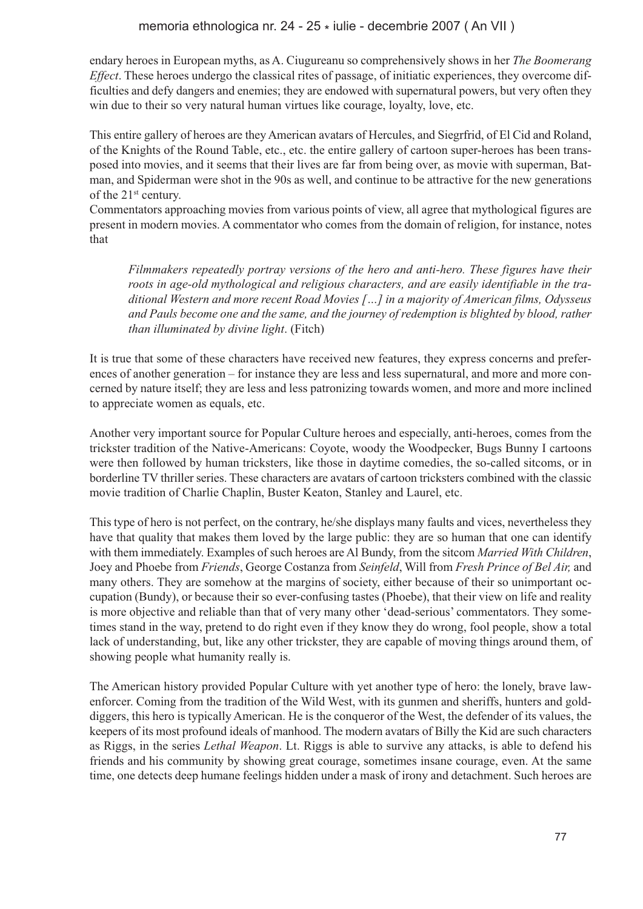endary heroes in European myths, as A. Ciugureanu so comprehensively shows in her *The Boomerang Effect*. These heroes undergo the classical rites of passage, of initiatic experiences, they overcome difficulties and defy dangers and enemies; they are endowed with supernatural powers, but very often they win due to their so very natural human virtues like courage, loyalty, love, etc.

This entire gallery of heroes are they American avatars of Hercules, and Siegrfrid, of El Cid and Roland, of the Knights of the Round Table, etc., etc. the entire gallery of cartoon super-heroes has been transposed into movies, and it seems that their lives are far from being over, as movie with superman, Batman, and Spiderman were shot in the 90s as well, and continue to be attractive for the new generations of the 21st century.

Commentators approaching movies from various points of view, all agree that mythological figures are present in modern movies. A commentator who comes from the domain of religion, for instance, notes that

> *Filmmakers repeatedly portray versions of the hero and anti-hero. These figures have their roots in age-old mythological and religious characters, and are easily identifiable in the traditional Western and more recent Road Movies […] in a majority of American films, Odysseus and Pauls become one and the same, and the journey of redemption is blighted by blood, rather than illuminated by divine light*. (Fitch)

It is true that some of these characters have received new features, they express concerns and preferences of another generation – for instance they are less and less supernatural, and more and more concerned by nature itself; they are less and less patronizing towards women, and more and more inclined to appreciate women as equals, etc.

Another very important source for Popular Culture heroes and especially, anti-heroes, comes from the trickster tradition of the Native-Americans: Coyote, woody the Woodpecker, Bugs Bunny I cartoons were then followed by human tricksters, like those in daytime comedies, the so-called sitcoms, or in borderline TV thriller series. These characters are avatars of cartoon tricksters combined with the classic movie tradition of Charlie Chaplin, Buster Keaton, Stanley and Laurel, etc.

This type of hero is not perfect, on the contrary, he/she displays many faults and vices, nevertheless they have that quality that makes them loved by the large public: they are so human that one can identify with them immediately. Examples of such heroes are Al Bundy, from the sitcom *Married With Children*, Joey and Phoebe from *Friends*, George Costanza from *Seinfeld*, Will from *Fresh Prince of Bel Air,* and many others. They are somehow at the margins of society, either because of their so unimportant occupation (Bundy), or because their so ever-confusing tastes (Phoebe), that their view on life and reality is more objective and reliable than that of very many other 'dead-serious' commentators. They sometimes stand in the way, pretend to do right even if they know they do wrong, fool people, show a total lack of understanding, but, like any other trickster, they are capable of moving things around them, of showing people what humanity really is.

The American history provided Popular Culture with yet another type of hero: the lonely, brave law-enforcer. Coming from the tradition of the Wild West, with its gunmen and sheriffs, hunters and gold-diggers, this hero is typically American. He is the conqueror of the West, the defender of its values, the keepers of its most profound ideals of manhood. The modern avatars of Billy the Kid are such characters as Riggs, in the series *Lethal Weapon*. Lt. Riggs is able to survive any attacks, is able to defend his friends and his community by showing great courage, sometimes insane courage, even. At the same time, one detects deep humane feelings hidden under a mask of irony and detachment. Such heroes are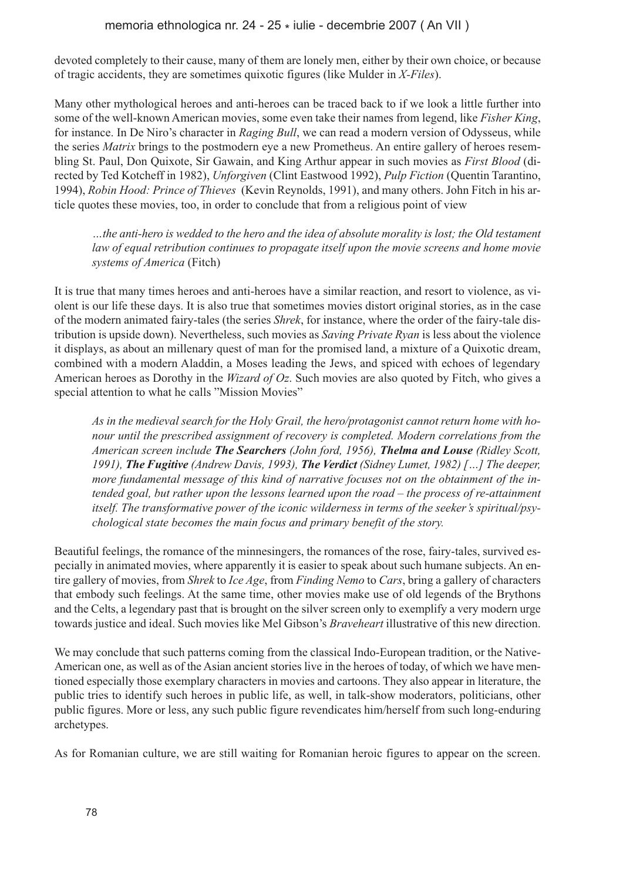devoted completely to their cause, many of them are lonely men, either by their own choice, or because of tragic accidents, they are sometimes quixotic figures (like Mulder in *X-Files*).

Many other mythological heroes and anti-heroes can be traced back to if we look a little further into some of the well-known American movies, some even take their names from legend, like *Fisher King*, for instance. In De Niro's character in *Raging Bull*, we can read a modern version of Odysseus, while the series *Matrix* brings to the postmodern eye a new Prometheus. An entire gallery of heroes resembling St. Paul, Don Quixote, Sir Gawain, and King Arthur appear in such movies as *First Blood* (directed by Ted Kotcheff in 1982), *Unforgiven* (Clint Eastwood 1992), *Pulp Fiction* (Quentin Tarantino, 1994), *Robin Hood: Prince of Thieves* (Kevin Reynolds, 1991), and many others. John Fitch in his article quotes these movies, too, in order to conclude that from a religious point of view

> *…the anti-hero is wedded to the hero and the idea of absolute morality is lost; the Old testament law of equal retribution continues to propagate itself upon the movie screens and home movie systems of America* (Fitch)

It is true that many times heroes and anti-heroes have a similar reaction, and resort to violence, as violent is our life these days. It is also true that sometimes movies distort original stories, as in the case of the modern animated fairy-tales (the series *Shrek*, for instance, where the order of the fairy-tale distribution is upside down). Nevertheless, such movies as *Saving Private Ryan* is less about the violence it displays, as about an millenary quest of man for the promised land, a mixture of a Quixotic dream, combined with a modern Aladdin, a Moses leading the Jews, and spiced with echoes of legendary American heroes as Dorothy in the *Wizard of Oz*. Such movies are also quoted by Fitch, who gives a special attention to what he calls "Mission Movies"

> *As in the medieval search for the Holy Grail, the hero/protagonist cannot return home with honour until the prescribed assignment of recovery is completed. Modern correlations from the American screen include **The Searchers** (John ford, 1956), **Thelma and Louse** (Ridley Scott, 1991), **The Fugitive** (Andrew Davis, 1993), **The Verdict** (Sidney Lumet, 1982) […] The deeper, more fundamental message of this kind of narrative focuses not on the obtainment of the intended goal, but rather upon the lessons learned upon the road – the process of re-attainment itself. The transformative power of the iconic wilderness in terms of the seeker's spiritual/psychological state becomes the main focus and primary benefit of the story.*

Beautiful feelings, the romance of the minnesingers, the romances of the rose, fairy-tales, survived especially in animated movies, where apparently it is easier to speak about such humane subjects. An entire gallery of movies, from *Shrek* to *Ice Age*, from *Finding Nemo* to *Cars*, bring a gallery of characters that embody such feelings. At the same time, other movies make use of old legends of the Brythons and the Celts, a legendary past that is brought on the silver screen only to exemplify a very modern urge towards justice and ideal. Such movies like Mel Gibson's *Braveheart* illustrative of this new direction.

We may conclude that such patterns coming from the classical Indo-European tradition, or the Native-American one, as well as of the Asian ancient stories live in the heroes of today, of which we have mentioned especially those exemplary characters in movies and cartoons. They also appear in literature, the public tries to identify such heroes in public life, as well, in talk-show moderators, politicians, other public figures. More or less, any such public figure revendicates him/herself from such long-enduring archetypes.

As for Romanian culture, we are still waiting for Romanian heroic figures to appear on the screen.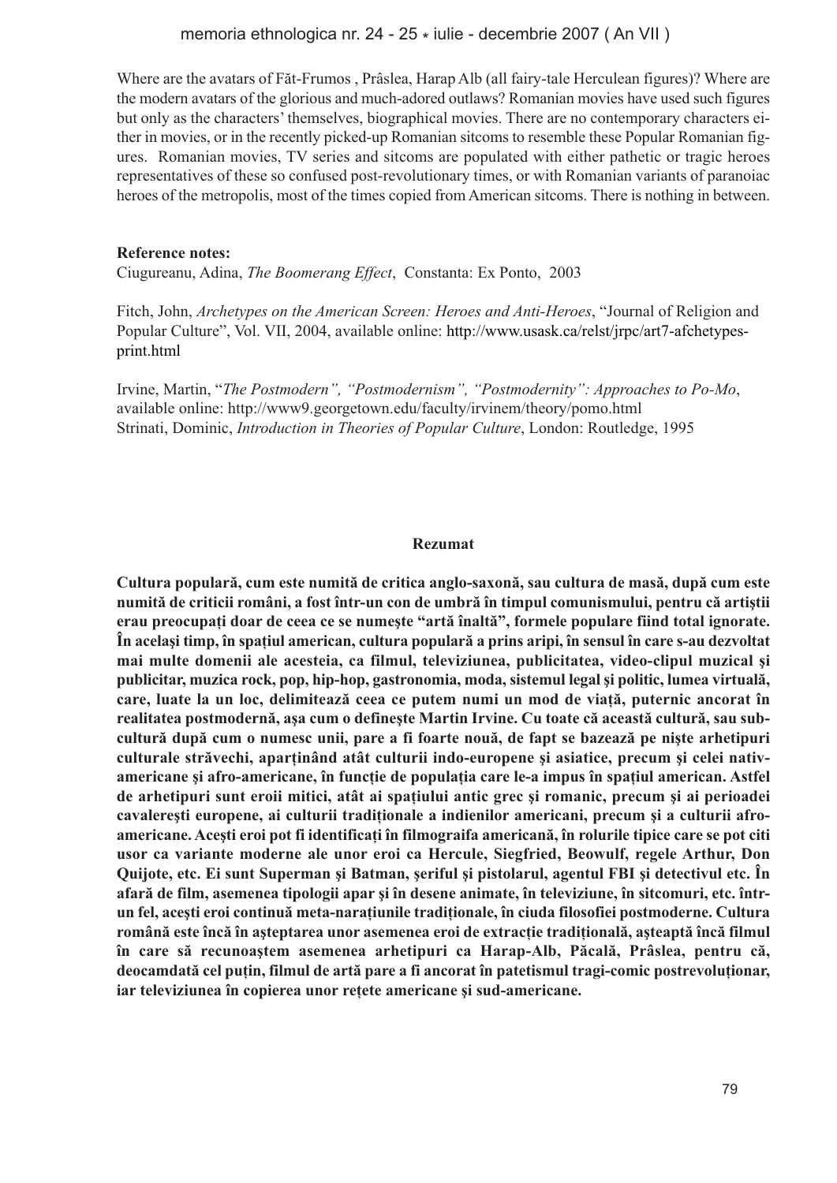Where are the avatars of Făt-Frumos , Prâslea, Harap Alb (all fairy-tale Herculean figures)? Where are the modern avatars of the glorious and much-adored outlaws? Romanian movies have used such figures but only as the characters' themselves, biographical movies. There are no contemporary characters either in movies, or in the recently picked-up Romanian sitcoms to resemble these Popular Romanian figures. Romanian movies, TV series and sitcoms are populated with either pathetic or tragic heroes representatives of these so confused post-revolutionary times, or with Romanian variants of paranoiac heroes of the metropolis, most of the times copied from American sitcoms. There is nothing in between.

**Reference notes:**

Ciugureanu, Adina, *The Boomerang Effect*, Constanta: Ex Ponto, 2003

Fitch, John, *Archetypes on the American Screen: Heroes and Anti-Heroes*, "Journal of Religion and Popular Culture", Vol. VII, 2004, available online: http://www.usask.ca/relst/jrpc/art7-afchetypes-print.html

Irvine, Martin, "*The Postmodern", "Postmodernism", "Postmodernity": Approaches to Po-Mo*, available online: http://www9.georgetown.edu/faculty/irvinem/theory/pomo.html

Strinati, Dominic, *Introduction in Theories of Popular Culture*, London: Routledge, 1995

## Rezumat

**Cultura populară, cum este numită de critica anglo-saxonă, sau cultura de masă, după cum este numită de criticii români, a fost într-un con de umbră în timpul comunismului, pentru că artiştii erau preocupaţi doar de ceea ce se numeşte "artă înaltă", formele populare fiind total ignorate. În acelaşi timp, în spaţiul american, cultura populară a prins aripi, în sensul în care s-au dezvoltat mai multe domenii ale acesteia, ca filmul, televiziunea, publicitatea, video-clipul muzical şi publicitar, muzica rock, pop, hip-hop, gastronomia, moda, sistemul legal şi politic, lumea virtuală, care, luate la un loc, delimitează ceea ce putem numi un mod de viaţă, puternic ancorat în realitatea postmodernă, aşa cum o defineşte Martin Irvine. Cu toate că această cultură, sau subcultură după cum o numesc unii, pare a fi foarte nouă, de fapt se bazează pe nişte arhetipuri culturale străvechi, aparţinând atât culturii indo-europene şi asiatice, precum şi celei nativ-americane şi afro-americane, în funcţie de populaţia care le-a impus în spaţiul american. Astfel de arhetipuri sunt eroii mitici, atât ai spaţiului antic grec şi romanic, precum şi ai perioadei cavalereşti europene, ai culturii tradiţionale a indienilor americani, precum şi a culturii afro-americane. Aceşti eroi pot fi identificaţi în filmograifa americană, în rolurile tipice care se pot citi usor ca variante moderne ale unor eroi ca Hercule, Siegfried, Beowulf, regele Arthur, Don Quijote, etc. Ei sunt Superman şi Batman, şeriful şi pistolarul, agentul FBI şi detectivul etc. În afară de film, asemenea tipologii apar şi în desene animate, în televiziune, în sitcomuri, etc. într-un fel, aceşti eroi continuă meta-naraţiunile tradiţionale, în ciuda filosofiei postmoderne. Cultura română este încă în aşteptarea unor asemenea eroi de extracţie tradiţională, aşteaptă încă filmul în care să recunoaştem asemenea arhetipuri ca Harap-Alb, Păcală, Prâslea, pentru că, deocamdată cel puţin, filmul de artă pare a fi ancorat în patetismul tragi-comic postrevoluţionar, iar televiziunea în copierea unor reţete americane şi sud-americane.**